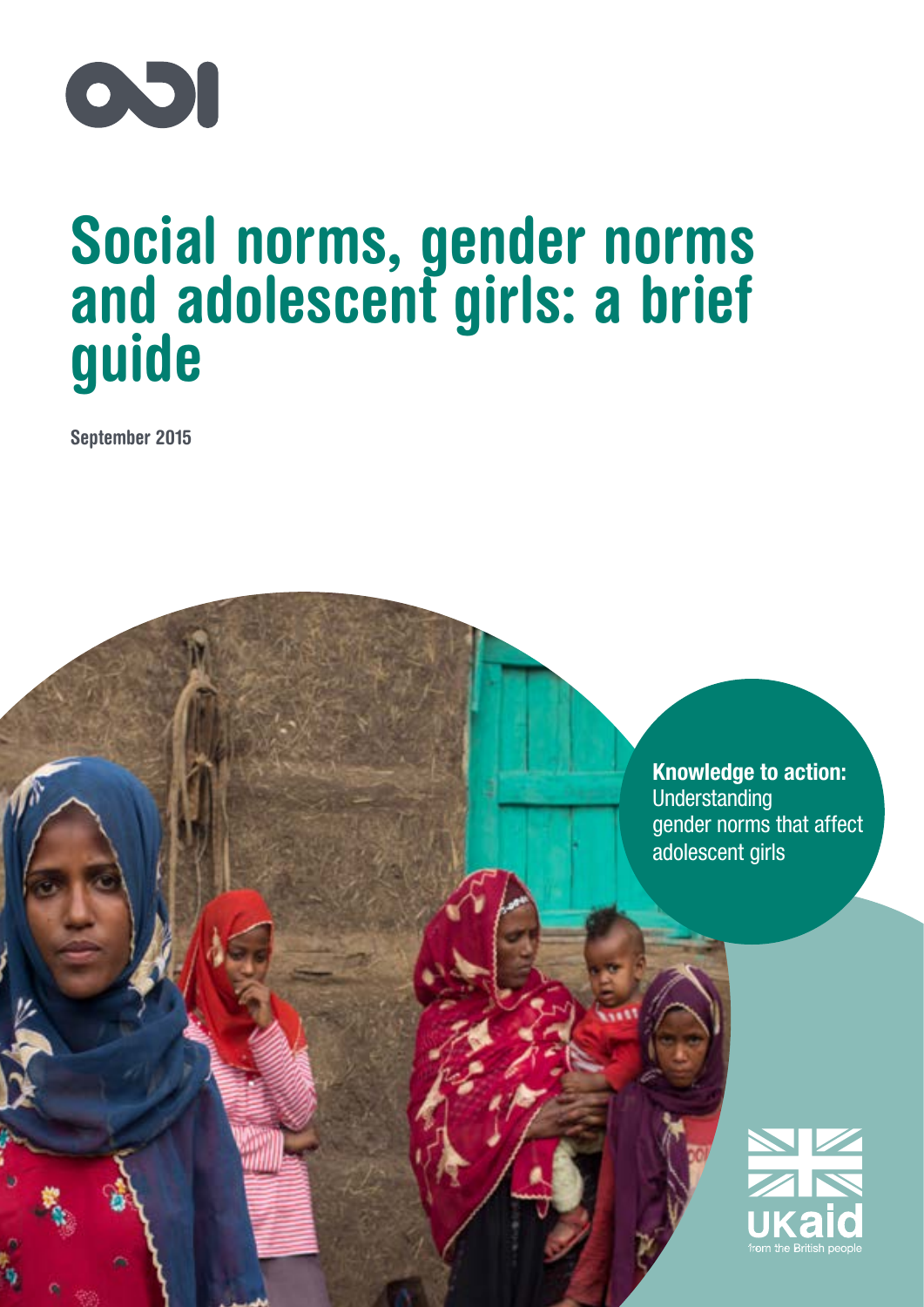# Social norms, gender norms and adolescent girls: a brief guide

September 2015

**Knowledge to action:** Understanding gender norms that affect adolescent girls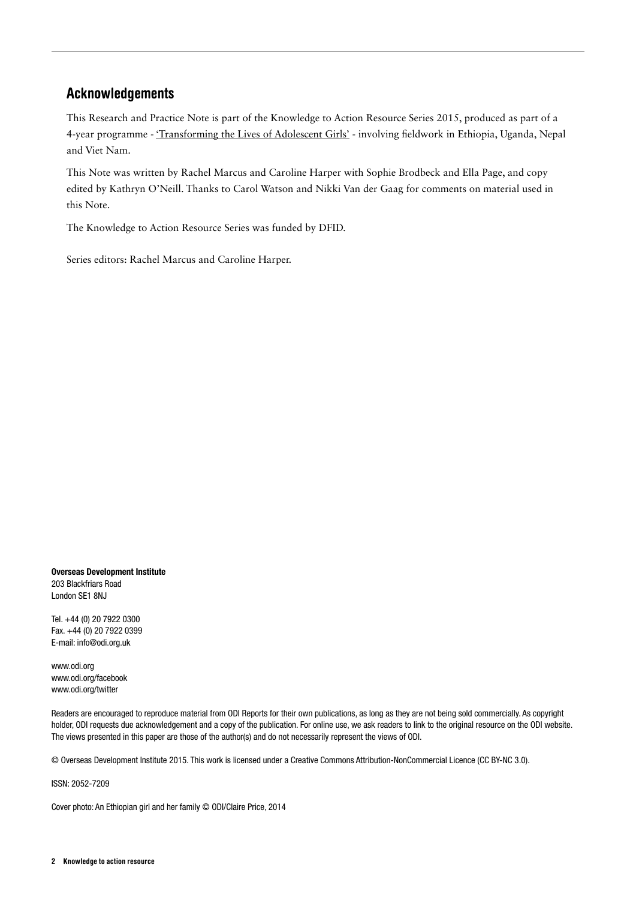## Acknowledgements

This Research and Practice Note is part of the Knowledge to Action Resource Series 2015, produced as part of a 4-year programme - 'Transforming the Lives of Adolescent Girls' - involving fieldwork in Ethiopia, Uganda, Nepal and Viet Nam.

This Note was written by Rachel Marcus and Caroline Harper with Sophie Brodbeck and Ella Page, and copy edited by Kathryn O'Neill. Thanks to Carol Watson and Nikki Van der Gaag for comments on material used in this Note.

The Knowledge to Action Resource Series was funded by DFID.

Series editors: Rachel Marcus and Caroline Harper.

**Overseas Development Institute**
203 Blackfriars Road
London SE1 8NJ

Tel. +44 (0) 20 7922 0300
Fax. +44 (0) 20 7922 0399
E-mail: info@odi.org.uk

www.odi.org
www.odi.org/facebook
www.odi.org/twitter

Readers are encouraged to reproduce material from ODI Reports for their own publications, as long as they are not being sold commercially. As copyright holder, ODI requests due acknowledgement and a copy of the publication. For online use, we ask readers to link to the original resource on the ODI website. The views presented in this paper are those of the author(s) and do not necessarily represent the views of ODI.

© Overseas Development Institute 2015. This work is licensed under a Creative Commons Attribution-NonCommercial Licence (CC BY-NC 3.0).

ISSN: 2052-7209

Cover photo: An Ethiopian girl and her family © ODI/Claire Price, 2014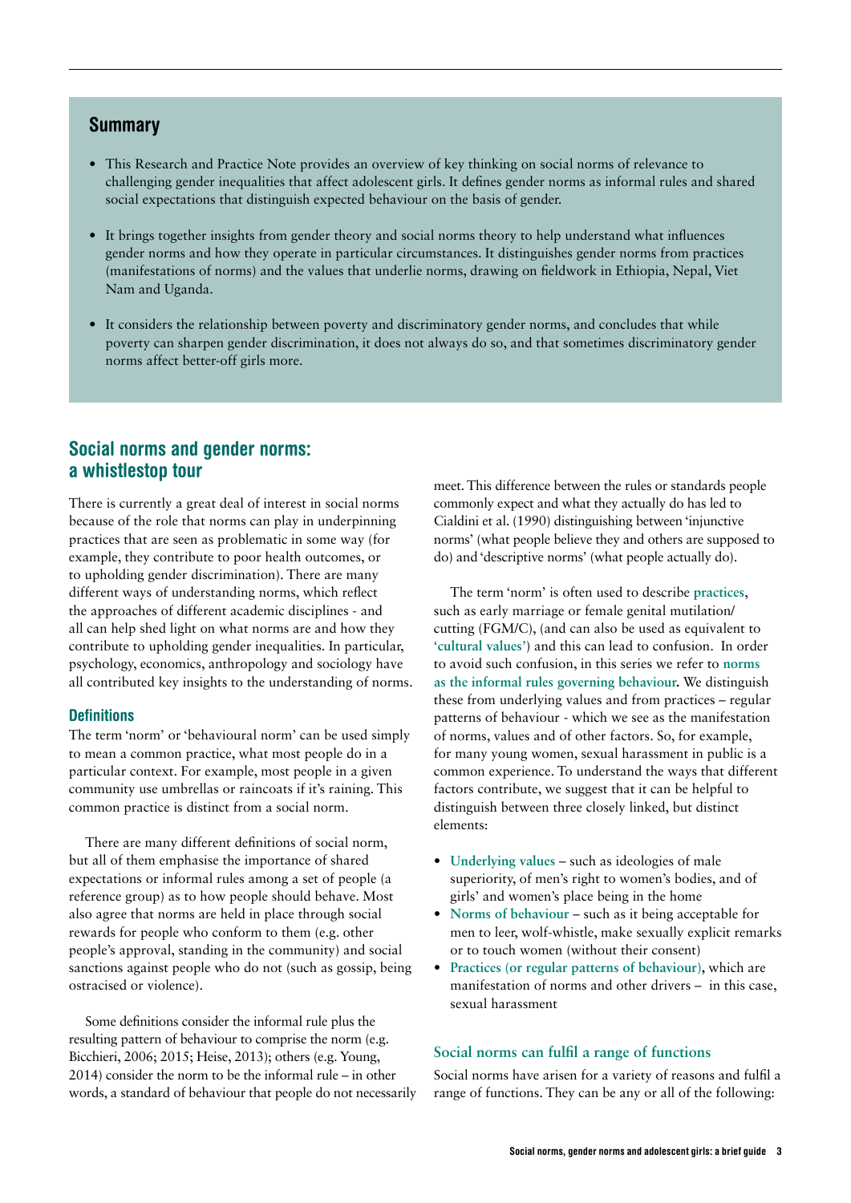## Summary

- This Research and Practice Note provides an overview of key thinking on social norms of relevance to challenging gender inequalities that affect adolescent girls. It defines gender norms as informal rules and shared social expectations that distinguish expected behaviour on the basis of gender.
- It brings together insights from gender theory and social norms theory to help understand what influences gender norms and how they operate in particular circumstances. It distinguishes gender norms from practices (manifestations of norms) and the values that underlie norms, drawing on fieldwork in Ethiopia, Nepal, Viet Nam and Uganda.
- It considers the relationship between poverty and discriminatory gender norms, and concludes that while poverty can sharpen gender discrimination, it does not always do so, and that sometimes discriminatory gender norms affect better-off girls more.

## Social norms and gender norms: a whistlestop tour

There is currently a great deal of interest in social norms because of the role that norms can play in underpinning practices that are seen as problematic in some way (for example, they contribute to poor health outcomes, or to upholding gender discrimination). There are many different ways of understanding norms, which reflect the approaches of different academic disciplines - and all can help shed light on what norms are and how they contribute to upholding gender inequalities. In particular, psychology, economics, anthropology and sociology have all contributed key insights to the understanding of norms.

### Definitions

The term 'norm' or 'behavioural norm' can be used simply to mean a common practice, what most people do in a particular context. For example, most people in a given community use umbrellas or raincoats if it's raining. This common practice is distinct from a social norm.

There are many different definitions of social norm, but all of them emphasise the importance of shared expectations or informal rules among a set of people (a reference group) as to how people should behave. Most also agree that norms are held in place through social rewards for people who conform to them (e.g. other people's approval, standing in the community) and social sanctions against people who do not (such as gossip, being ostracised or violence).

Some definitions consider the informal rule plus the resulting pattern of behaviour to comprise the norm (e.g. Bicchieri, 2006; 2015; Heise, 2013); others (e.g. Young, 2014) consider the norm to be the informal rule – in other words, a standard of behaviour that people do not necessarily meet. This difference between the rules or standards people commonly expect and what they actually do has led to Cialdini et al. (1990) distinguishing between 'injunctive norms' (what people believe they and others are supposed to do) and 'descriptive norms' (what people actually do).

The term 'norm' is often used to describe **practices**, such as early marriage or female genital mutilation/cutting (FGM/C), (and can also be used as equivalent to **'cultural values'**) and this can lead to confusion. In order to avoid such confusion, in this series we refer to **norms as the informal rules governing behaviour.** We distinguish these from underlying values and from practices – regular patterns of behaviour - which we see as the manifestation of norms, values and of other factors. So, for example, for many young women, sexual harassment in public is a common experience. To understand the ways that different factors contribute, we suggest that it can be helpful to distinguish between three closely linked, but distinct elements:

- **Underlying values** – such as ideologies of male superiority, of men's right to women's bodies, and of girls' and women's place being in the home
- **Norms of behaviour** – such as it being acceptable for men to leer, wolf-whistle, make sexually explicit remarks or to touch women (without their consent)
- **Practices (or regular patterns of behaviour)**, which are manifestation of norms and other drivers – in this case, sexual harassment

### Social norms can fulfil a range of functions

Social norms have arisen for a variety of reasons and fulfil a range of functions. They can be any or all of the following: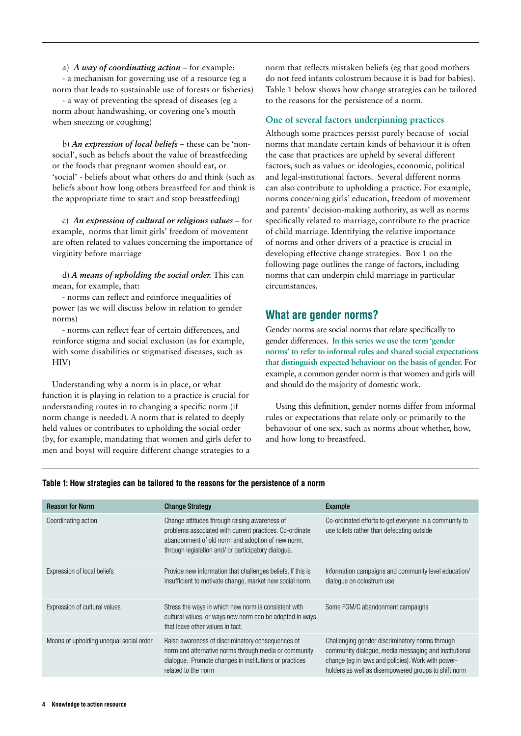a) ***A way of coordinating action*** – for example:

- a mechanism for governing use of a resource (eg a norm that leads to sustainable use of forests or fisheries)
- a way of preventing the spread of diseases (eg a norm about handwashing, or covering one's mouth when sneezing or coughing)

b) ***An expression of local beliefs*** – these can be 'non-social', such as beliefs about the value of breastfeeding or the foods that pregnant women should eat, or 'social' - beliefs about what others do and think (such as beliefs about how long others breastfeed for and think is the appropriate time to start and stop breastfeeding)

c) ***An expression of cultural or religious values*** – for example, norms that limit girls' freedom of movement are often related to values concerning the importance of virginity before marriage

d) ***A means of upholding the social order.*** This can mean, for example, that:

- norms can reflect and reinforce inequalities of power (as we will discuss below in relation to gender norms)
- norms can reflect fear of certain differences, and reinforce stigma and social exclusion (as for example, with some disabilities or stigmatised diseases, such as HIV)

Understanding why a norm is in place, or what function it is playing in relation to a practice is crucial for understanding routes in to changing a specific norm (if norm change is needed). A norm that is related to deeply held values or contributes to upholding the social order (by, for example, mandating that women and girls defer to men and boys) will require different change strategies to a norm that reflects mistaken beliefs (eg that good mothers do not feed infants colostrum because it is bad for babies). Table 1 below shows how change strategies can be tailored to the reasons for the persistence of a norm.

### One of several factors underpinning practices

Although some practices persist purely because of social norms that mandate certain kinds of behaviour it is often the case that practices are upheld by several different factors, such as values or ideologies, economic, political and legal-institutional factors. Several different norms can also contribute to upholding a practice. For example, norms concerning girls' education, freedom of movement and parents' decision-making authority, as well as norms specifically related to marriage, contribute to the practice of child marriage. Identifying the relative importance of norms and other drivers of a practice is crucial in developing effective change strategies. Box 1 on the following page outlines the range of factors, including norms that can underpin child marriage in particular circumstances.

## What are gender norms?

Gender norms are social norms that relate specifically to gender differences. **In this series we use the term 'gender norms' to refer to informal rules and shared social expectations that distinguish expected behaviour on the basis of gender.** For example, a common gender norm is that women and girls will and should do the majority of domestic work.

Using this definition, gender norms differ from informal rules or expectations that relate only or primarily to the behaviour of one sex, such as norms about whether, how, and how long to breastfeed.

**Table 1: How strategies can be tailored to the reasons for the persistence of a norm**

| Reason for Norm | Change Strategy | Example |
|---|---|---|
| Coordinating action | Change attitudes through raising awareness of problems associated with current practices. Co-ordinate abandonment of old norm and adoption of new norm, through legislation and/ or participatory dialogue. | Co-ordinated efforts to get everyone in a community to use toilets rather than defecating outside |
| Expression of local beliefs | Provide new information that challenges beliefs. If this is insufficient to motivate change, market new social norm. | Information campaigns and community level education/ dialogue on colostrum use |
| Expression of cultural values | Stress the ways in which new norm is consistent with cultural values, or ways new norm can be adopted in ways that leave other values in tact. | Some FGM/C abandonment campaigns |
| Means of upholding unequal social order | Raise awareness of discriminatory consequences of norm and alternative norms through media or community dialogue. Promote changes in institutions or practices related to the norm | Challenging gender discriminatory norms through community dialogue, media messaging and institutional change (eg in laws and policies). Work with power-holders as well as disempowered groups to shift norm |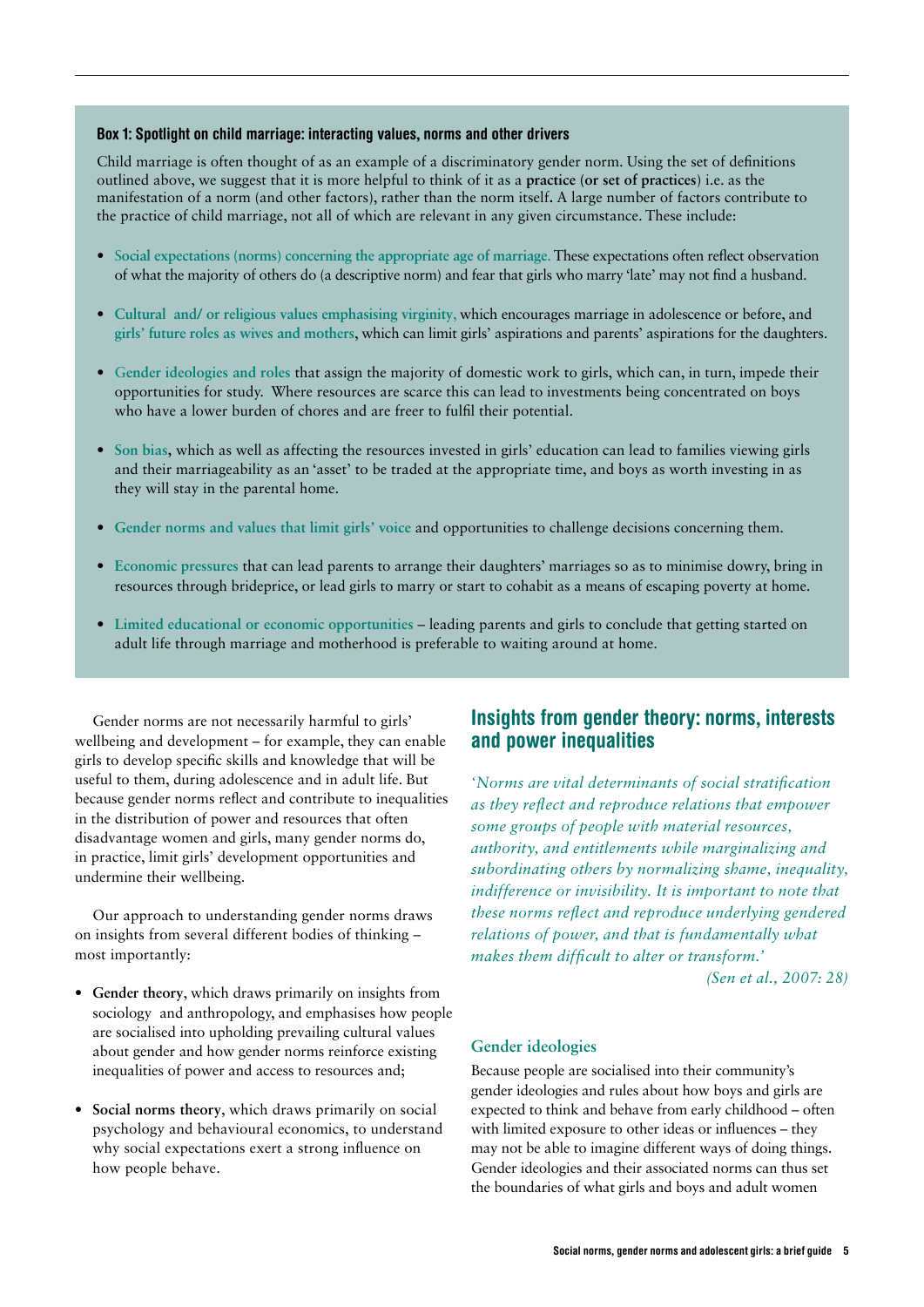**Box 1: Spotlight on child marriage: interacting values, norms and other drivers**

Child marriage is often thought of as an example of a discriminatory gender norm. Using the set of definitions outlined above, we suggest that it is more helpful to think of it as a **practice (or set of practices)** i.e. as the manifestation of a norm (and other factors), rather than the norm itself**.** A large number of factors contribute to the practice of child marriage, not all of which are relevant in any given circumstance. These include:

- **Social expectations (norms) concerning the appropriate age of marriage.** These expectations often reflect observation of what the majority of others do (a descriptive norm) and fear that girls who marry 'late' may not find a husband.
- **Cultural and/ or religious values emphasising virginity,** which encourages marriage in adolescence or before, and **girls' future roles as wives and mothers**, which can limit girls' aspirations and parents' aspirations for the daughters.
- **Gender ideologies and roles** that assign the majority of domestic work to girls, which can, in turn, impede their opportunities for study. Where resources are scarce this can lead to investments being concentrated on boys who have a lower burden of chores and are freer to fulfil their potential.
- **Son bias**, which as well as affecting the resources invested in girls' education can lead to families viewing girls and their marriageability as an 'asset' to be traded at the appropriate time, and boys as worth investing in as they will stay in the parental home.
- **Gender norms and values that limit girls' voice** and opportunities to challenge decisions concerning them.
- **Economic pressures** that can lead parents to arrange their daughters' marriages so as to minimise dowry, bring in resources through brideprice, or lead girls to marry or start to cohabit as a means of escaping poverty at home.
- **Limited educational or economic opportunities** – leading parents and girls to conclude that getting started on adult life through marriage and motherhood is preferable to waiting around at home.

Gender norms are not necessarily harmful to girls' wellbeing and development – for example, they can enable girls to develop specific skills and knowledge that will be useful to them, during adolescence and in adult life. But because gender norms reflect and contribute to inequalities in the distribution of power and resources that often disadvantage women and girls, many gender norms do, in practice, limit girls' development opportunities and undermine their wellbeing.

Our approach to understanding gender norms draws on insights from several different bodies of thinking – most importantly:

- **Gender theory**, which draws primarily on insights from sociology and anthropology, and emphasises how people are socialised into upholding prevailing cultural values about gender and how gender norms reinforce existing inequalities of power and access to resources and;
- **Social norms theory**, which draws primarily on social psychology and behavioural economics, to understand why social expectations exert a strong influence on how people behave.

## Insights from gender theory: norms, interests and power inequalities

*'Norms are vital determinants of social stratification as they reflect and reproduce relations that empower some groups of people with material resources, authority, and entitlements while marginalizing and subordinating others by normalizing shame, inequality, indifference or invisibility. It is important to note that these norms reflect and reproduce underlying gendered relations of power, and that is fundamentally what makes them difficult to alter or transform.'*

*(Sen et al., 2007: 28)*

### Gender ideologies

Because people are socialised into their community's gender ideologies and rules about how boys and girls are expected to think and behave from early childhood – often with limited exposure to other ideas or influences – they may not be able to imagine different ways of doing things. Gender ideologies and their associated norms can thus set the boundaries of what girls and boys and adult women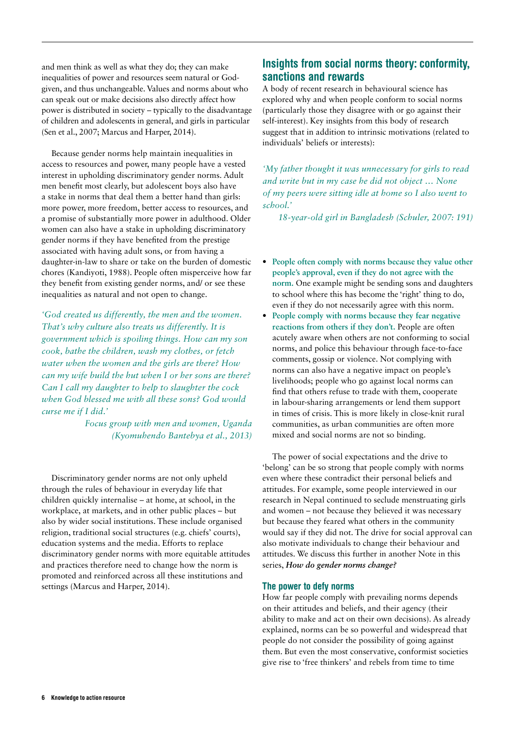and men think as well as what they do; they can make inequalities of power and resources seem natural or God-given, and thus unchangeable. Values and norms about who can speak out or make decisions also directly affect how power is distributed in society – typically to the disadvantage of children and adolescents in general, and girls in particular (Sen et al., 2007; Marcus and Harper, 2014).

Because gender norms help maintain inequalities in access to resources and power, many people have a vested interest in upholding discriminatory gender norms. Adult men benefit most clearly, but adolescent boys also have a stake in norms that deal them a better hand than girls: more power, more freedom, better access to resources, and a promise of substantially more power in adulthood. Older women can also have a stake in upholding discriminatory gender norms if they have benefited from the prestige associated with having adult sons, or from having a daughter-in-law to share or take on the burden of domestic chores (Kandiyoti, 1988). People often misperceive how far they benefit from existing gender norms, and/ or see these inequalities as natural and not open to change.

*'God created us differently, the men and the women. That's why culture also treats us differently. It is government which is spoiling things. How can my son cook, bathe the children, wash my clothes, or fetch water when the women and the girls are there? How can my wife build the hut when I or her sons are there? Can I call my daughter to help to slaughter the cock when God blessed me with all these sons? God would curse me if I did.'*

*Focus group with men and women, Uganda (Kyomuhendo Bantebya et al., 2013)*

Discriminatory gender norms are not only upheld through the rules of behaviour in everyday life that children quickly internalise – at home, at school, in the workplace, at markets, and in other public places – but also by wider social institutions. These include organised religion, traditional social structures (e.g. chiefs' courts), education systems and the media. Efforts to replace discriminatory gender norms with more equitable attitudes and practices therefore need to change how the norm is promoted and reinforced across all these institutions and settings (Marcus and Harper, 2014).

## Insights from social norms theory: conformity, sanctions and rewards

A body of recent research in behavioural science has explored why and when people conform to social norms (particularly those they disagree with or go against their self-interest). Key insights from this body of research suggest that in addition to intrinsic motivations (related to individuals' beliefs or interests):

*'My father thought it was unnecessary for girls to read and write but in my case he did not object … None of my peers were sitting idle at home so I also went to school.'*

*18-year-old girl in Bangladesh (Schuler, 2007: 191)*

- **People often comply with norms because they value other people's approval, even if they do not agree with the norm.** One example might be sending sons and daughters to school where this has become the 'right' thing to do, even if they do not necessarily agree with this norm.
- **People comply with norms because they fear negative reactions from others if they don't.** People are often acutely aware when others are not conforming to social norms, and police this behaviour through face-to-face comments, gossip or violence. Not complying with norms can also have a negative impact on people's livelihoods; people who go against local norms can find that others refuse to trade with them, cooperate in labour-sharing arrangements or lend them support in times of crisis. This is more likely in close-knit rural communities, as urban communities are often more mixed and social norms are not so binding.

The power of social expectations and the drive to 'belong' can be so strong that people comply with norms even where these contradict their personal beliefs and attitudes. For example, some people interviewed in our research in Nepal continued to seclude menstruating girls and women – not because they believed it was necessary but because they feared what others in the community would say if they did not. The drive for social approval can also motivate individuals to change their behaviour and attitudes. We discuss this further in another Note in this series, ***How do gender norms change?***

### The power to defy norms

How far people comply with prevailing norms depends on their attitudes and beliefs, and their agency (their ability to make and act on their own decisions). As already explained, norms can be so powerful and widespread that people do not consider the possibility of going against them. But even the most conservative, conformist societies give rise to 'free thinkers' and rebels from time to time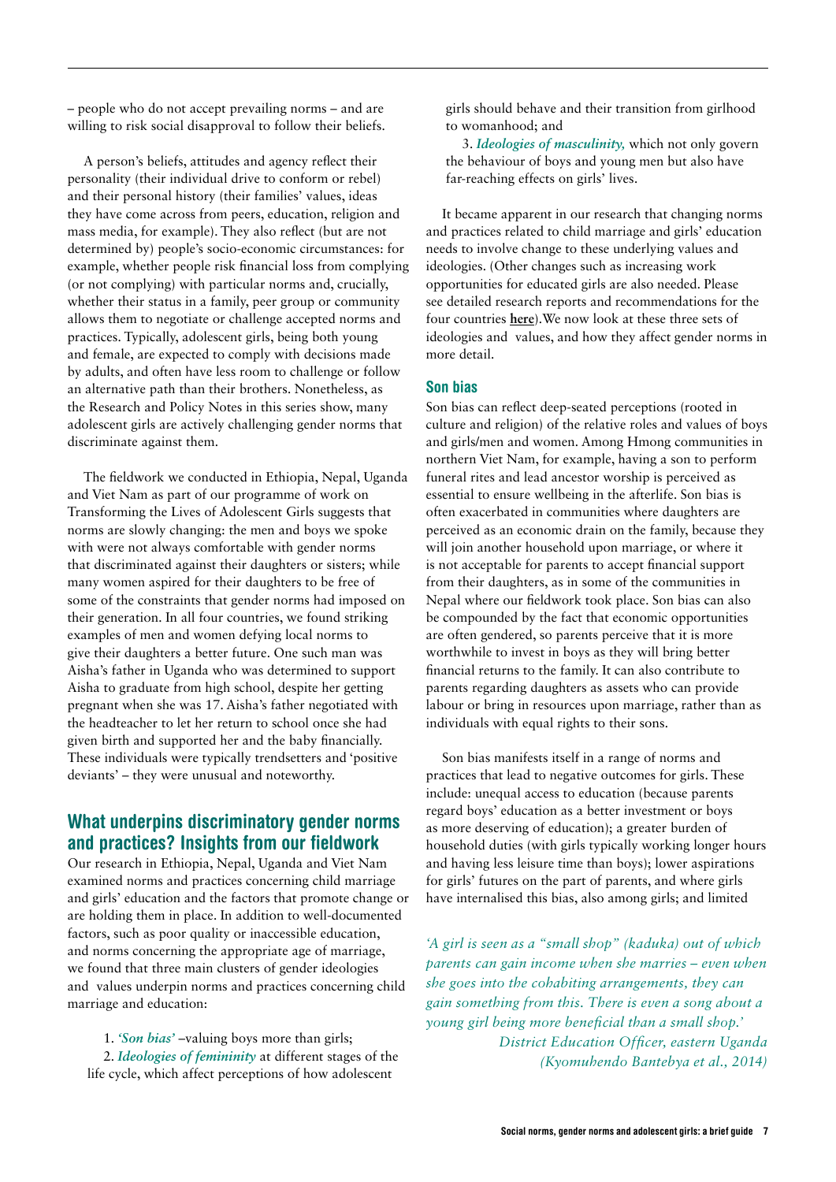– people who do not accept prevailing norms – and are willing to risk social disapproval to follow their beliefs.

A person's beliefs, attitudes and agency reflect their personality (their individual drive to conform or rebel) and their personal history (their families' values, ideas they have come across from peers, education, religion and mass media, for example). They also reflect (but are not determined by) people's socio-economic circumstances: for example, whether people risk financial loss from complying (or not complying) with particular norms and, crucially, whether their status in a family, peer group or community allows them to negotiate or challenge accepted norms and practices. Typically, adolescent girls, being both young and female, are expected to comply with decisions made by adults, and often have less room to challenge or follow an alternative path than their brothers. Nonetheless, as the Research and Policy Notes in this series show, many adolescent girls are actively challenging gender norms that discriminate against them.

The fieldwork we conducted in Ethiopia, Nepal, Uganda and Viet Nam as part of our programme of work on Transforming the Lives of Adolescent Girls suggests that norms are slowly changing: the men and boys we spoke with were not always comfortable with gender norms that discriminated against their daughters or sisters; while many women aspired for their daughters to be free of some of the constraints that gender norms had imposed on their generation. In all four countries, we found striking examples of men and women defying local norms to give their daughters a better future. One such man was Aisha's father in Uganda who was determined to support Aisha to graduate from high school, despite her getting pregnant when she was 17. Aisha's father negotiated with the headteacher to let her return to school once she had given birth and supported her and the baby financially. These individuals were typically trendsetters and 'positive deviants' – they were unusual and noteworthy.

## What underpins discriminatory gender norms and practices? Insights from our fieldwork

Our research in Ethiopia, Nepal, Uganda and Viet Nam examined norms and practices concerning child marriage and girls' education and the factors that promote change or are holding them in place. In addition to well-documented factors, such as poor quality or inaccessible education, and norms concerning the appropriate age of marriage, we found that three main clusters of gender ideologies and values underpin norms and practices concerning child marriage and education:

1. *'Son bias'* –valuing boys more than girls;
2. *Ideologies of femininity* at different stages of the life cycle, which affect perceptions of how adolescent girls should behave and their transition from girlhood to womanhood; and
3. *Ideologies of masculinity,* which not only govern the behaviour of boys and young men but also have far-reaching effects on girls' lives.

It became apparent in our research that changing norms and practices related to child marriage and girls' education needs to involve change to these underlying values and ideologies. (Other changes such as increasing work opportunities for educated girls are also needed. Please see detailed research reports and recommendations for the four countries **here**).We now look at these three sets of ideologies and values, and how they affect gender norms in more detail.

### Son bias

Son bias can reflect deep-seated perceptions (rooted in culture and religion) of the relative roles and values of boys and girls/men and women. Among Hmong communities in northern Viet Nam, for example, having a son to perform funeral rites and lead ancestor worship is perceived as essential to ensure wellbeing in the afterlife. Son bias is often exacerbated in communities where daughters are perceived as an economic drain on the family, because they will join another household upon marriage, or where it is not acceptable for parents to accept financial support from their daughters, as in some of the communities in Nepal where our fieldwork took place. Son bias can also be compounded by the fact that economic opportunities are often gendered, so parents perceive that it is more worthwhile to invest in boys as they will bring better financial returns to the family. It can also contribute to parents regarding daughters as assets who can provide labour or bring in resources upon marriage, rather than as individuals with equal rights to their sons.

Son bias manifests itself in a range of norms and practices that lead to negative outcomes for girls. These include: unequal access to education (because parents regard boys' education as a better investment or boys as more deserving of education); a greater burden of household duties (with girls typically working longer hours and having less leisure time than boys); lower aspirations for girls' futures on the part of parents, and where girls have internalised this bias, also among girls; and limited

*'A girl is seen as a "small shop" (kaduka) out of which parents can gain income when she marries – even when she goes into the cohabiting arrangements, they can gain something from this. There is even a song about a young girl being more beneficial than a small shop.'*
*District Education Officer, eastern Uganda (Kyomuhendo Bantebya et al., 2014)*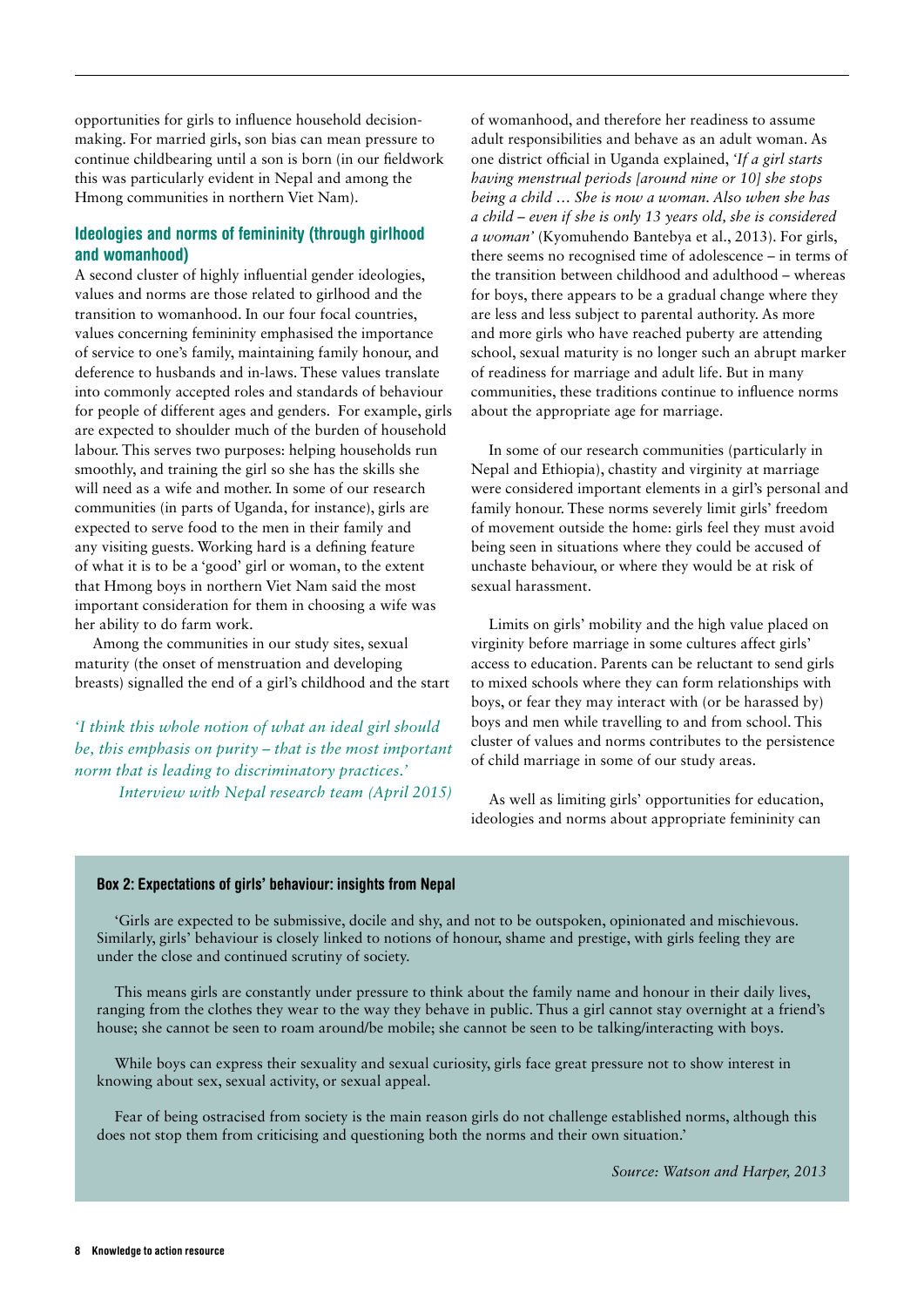opportunities for girls to influence household decision-making. For married girls, son bias can mean pressure to continue childbearing until a son is born (in our fieldwork this was particularly evident in Nepal and among the Hmong communities in northern Viet Nam).

### Ideologies and norms of femininity (through girlhood and womanhood)

A second cluster of highly influential gender ideologies, values and norms are those related to girlhood and the transition to womanhood. In our four focal countries, values concerning femininity emphasised the importance of service to one's family, maintaining family honour, and deference to husbands and in-laws. These values translate into commonly accepted roles and standards of behaviour for people of different ages and genders. For example, girls are expected to shoulder much of the burden of household labour. This serves two purposes: helping households run smoothly, and training the girl so she has the skills she will need as a wife and mother. In some of our research communities (in parts of Uganda, for instance), girls are expected to serve food to the men in their family and any visiting guests. Working hard is a defining feature of what it is to be a 'good' girl or woman, to the extent that Hmong boys in northern Viet Nam said the most important consideration for them in choosing a wife was her ability to do farm work.

Among the communities in our study sites, sexual maturity (the onset of menstruation and developing breasts) signalled the end of a girl's childhood and the start of womanhood, and therefore her readiness to assume adult responsibilities and behave as an adult woman. As one district official in Uganda explained, *'If a girl starts having menstrual periods [around nine or 10] she stops being a child … She is now a woman. Also when she has a child – even if she is only 13 years old, she is considered a woman'* (Kyomuhendo Bantebya et al., 2013). For girls, there seems no recognised time of adolescence – in terms of the transition between childhood and adulthood – whereas for boys, there appears to be a gradual change where they are less and less subject to parental authority. As more and more girls who have reached puberty are attending school, sexual maturity is no longer such an abrupt marker of readiness for marriage and adult life. But in many communities, these traditions continue to influence norms about the appropriate age for marriage.

> *'I think this whole notion of what an ideal girl should be, this emphasis on purity – that is the most important norm that is leading to discriminatory practices.'*
> *Interview with Nepal research team (April 2015)*

In some of our research communities (particularly in Nepal and Ethiopia), chastity and virginity at marriage were considered important elements in a girl's personal and family honour. These norms severely limit girls' freedom of movement outside the home: girls feel they must avoid being seen in situations where they could be accused of unchaste behaviour, or where they would be at risk of sexual harassment.

Limits on girls' mobility and the high value placed on virginity before marriage in some cultures affect girls' access to education. Parents can be reluctant to send girls to mixed schools where they can form relationships with boys, or fear they may interact with (or be harassed by) boys and men while travelling to and from school. This cluster of values and norms contributes to the persistence of child marriage in some of our study areas.

As well as limiting girls' opportunities for education, ideologies and norms about appropriate femininity can

#### Box 2: Expectations of girls' behaviour: insights from Nepal

'Girls are expected to be submissive, docile and shy, and not to be outspoken, opinionated and mischievous. Similarly, girls' behaviour is closely linked to notions of honour, shame and prestige, with girls feeling they are under the close and continued scrutiny of society.

This means girls are constantly under pressure to think about the family name and honour in their daily lives, ranging from the clothes they wear to the way they behave in public. Thus a girl cannot stay overnight at a friend's house; she cannot be seen to roam around/be mobile; she cannot be seen to be talking/interacting with boys.

While boys can express their sexuality and sexual curiosity, girls face great pressure not to show interest in knowing about sex, sexual activity, or sexual appeal.

Fear of being ostracised from society is the main reason girls do not challenge established norms, although this does not stop them from criticising and questioning both the norms and their own situation.'

*Source: Watson and Harper, 2013*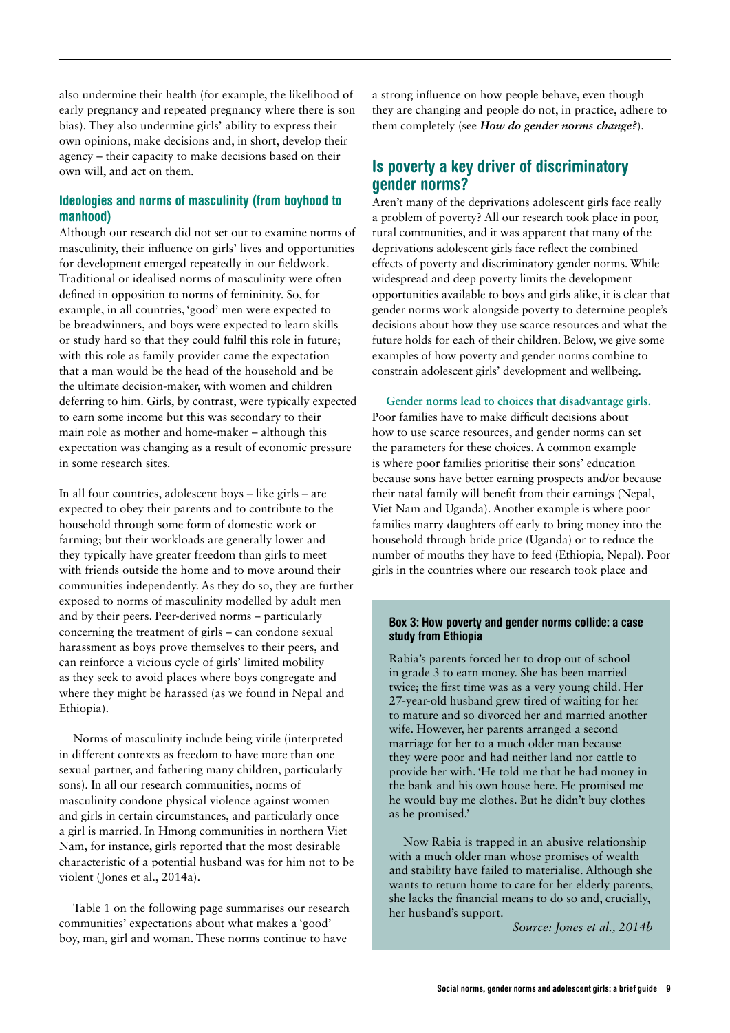also undermine their health (for example, the likelihood of early pregnancy and repeated pregnancy where there is son bias). They also undermine girls' ability to express their own opinions, make decisions and, in short, develop their agency – their capacity to make decisions based on their own will, and act on them.

### Ideologies and norms of masculinity (from boyhood to manhood)

Although our research did not set out to examine norms of masculinity, their influence on girls' lives and opportunities for development emerged repeatedly in our fieldwork. Traditional or idealised norms of masculinity were often defined in opposition to norms of femininity. So, for example, in all countries, 'good' men were expected to be breadwinners, and boys were expected to learn skills or study hard so that they could fulfil this role in future; with this role as family provider came the expectation that a man would be the head of the household and be the ultimate decision-maker, with women and children deferring to him. Girls, by contrast, were typically expected to earn some income but this was secondary to their main role as mother and home-maker – although this expectation was changing as a result of economic pressure in some research sites.

In all four countries, adolescent boys – like girls – are expected to obey their parents and to contribute to the household through some form of domestic work or farming; but their workloads are generally lower and they typically have greater freedom than girls to meet with friends outside the home and to move around their communities independently. As they do so, they are further exposed to norms of masculinity modelled by adult men and by their peers. Peer-derived norms – particularly concerning the treatment of girls – can condone sexual harassment as boys prove themselves to their peers, and can reinforce a vicious cycle of girls' limited mobility as they seek to avoid places where boys congregate and where they might be harassed (as we found in Nepal and Ethiopia).

Norms of masculinity include being virile (interpreted in different contexts as freedom to have more than one sexual partner, and fathering many children, particularly sons). In all our research communities, norms of masculinity condone physical violence against women and girls in certain circumstances, and particularly once a girl is married. In Hmong communities in northern Viet Nam, for instance, girls reported that the most desirable characteristic of a potential husband was for him not to be violent (Jones et al., 2014a).

Table 1 on the following page summarises our research communities' expectations about what makes a 'good' boy, man, girl and woman. These norms continue to have a strong influence on how people behave, even though they are changing and people do not, in practice, adhere to them completely (see ***How do gender norms change?***).

## Is poverty a key driver of discriminatory gender norms?

Aren't many of the deprivations adolescent girls face really a problem of poverty? All our research took place in poor, rural communities, and it was apparent that many of the deprivations adolescent girls face reflect the combined effects of poverty and discriminatory gender norms. While widespread and deep poverty limits the development opportunities available to boys and girls alike, it is clear that gender norms work alongside poverty to determine people's decisions about how they use scarce resources and what the future holds for each of their children. Below, we give some examples of how poverty and gender norms combine to constrain adolescent girls' development and wellbeing.

**Gender norms lead to choices that disadvantage girls.** Poor families have to make difficult decisions about how to use scarce resources, and gender norms can set the parameters for these choices. A common example is where poor families prioritise their sons' education because sons have better earning prospects and/or because their natal family will benefit from their earnings (Nepal, Viet Nam and Uganda). Another example is where poor families marry daughters off early to bring money into the household through bride price (Uganda) or to reduce the number of mouths they have to feed (Ethiopia, Nepal). Poor girls in the countries where our research took place and

> **Box 3: How poverty and gender norms collide: a case study from Ethiopia**
>
> Rabia's parents forced her to drop out of school in grade 3 to earn money. She has been married twice; the first time was as a very young child. Her 27-year-old husband grew tired of waiting for her to mature and so divorced her and married another wife. However, her parents arranged a second marriage for her to a much older man because they were poor and had neither land nor cattle to provide her with. 'He told me that he had money in the bank and his own house here. He promised me he would buy me clothes. But he didn't buy clothes as he promised.'
>
> Now Rabia is trapped in an abusive relationship with a much older man whose promises of wealth and stability have failed to materialise. Although she wants to return home to care for her elderly parents, she lacks the financial means to do so and, crucially, her husband's support.
>
> *Source: Jones et al., 2014b*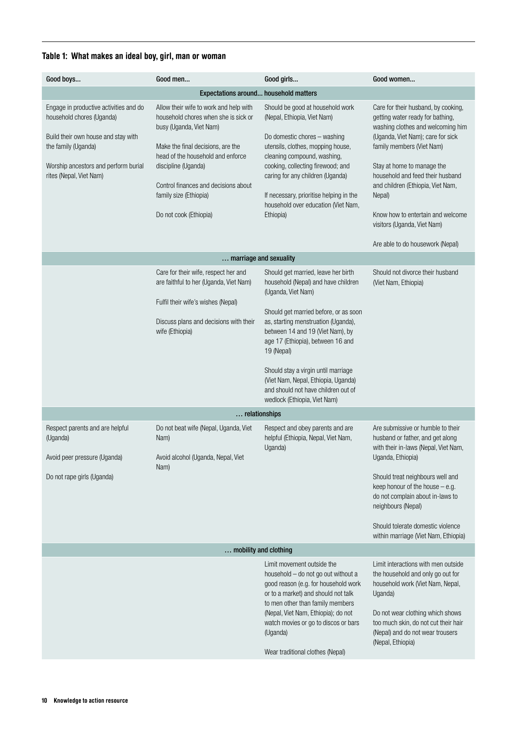**Table 1: What makes an ideal boy, girl, man or woman**

| Good boys... | Good men... | Good girls... | Good women... |
|---|---|---|---|
| **Expectations around... household matters** | | | |
| Engage in productive activities and do household chores (Uganda)<br><br>Build their own house and stay with the family (Uganda)<br><br>Worship ancestors and perform burial rites (Nepal, Viet Nam) | Allow their wife to work and help with household chores when she is sick or busy (Uganda, Viet Nam)<br><br>Make the final decisions, are the head of the household and enforce discipline (Uganda)<br><br>Control finances and decisions about family size (Ethiopia)<br><br>Do not cook (Ethiopia) | Should be good at household work (Nepal, Ethiopia, Viet Nam)<br><br>Do domestic chores – washing utensils, clothes, mopping house, cleaning compound, washing, cooking, collecting firewood; and caring for any children (Uganda)<br><br>If necessary, prioritise helping in the household over education (Viet Nam, Ethiopia) | Care for their husband, by cooking, getting water ready for bathing, washing clothes and welcoming him (Uganda, Viet Nam); care for sick family members (Viet Nam)<br><br>Stay at home to manage the household and feed their husband and children (Ethiopia, Viet Nam, Nepal)<br><br>Know how to entertain and welcome visitors (Uganda, Viet Nam)<br><br>Are able to do housework (Nepal) |
| **… marriage and sexuality** | | | |
| | Care for their wife, respect her and are faithful to her (Uganda, Viet Nam)<br><br>Fulfil their wife's wishes (Nepal)<br><br>Discuss plans and decisions with their wife (Ethiopia) | Should get married, leave her birth household (Nepal) and have children (Uganda, Viet Nam)<br><br>Should get married before, or as soon as, starting menstruation (Uganda), between 14 and 19 (Viet Nam), by age 17 (Ethiopia), between 16 and 19 (Nepal)<br><br>Should stay a virgin until marriage (Viet Nam, Nepal, Ethiopia, Uganda) and should not have children out of wedlock (Ethiopia, Viet Nam) | Should not divorce their husband (Viet Nam, Ethiopia) |
| **… relationships** | | | |
| Respect parents and are helpful (Uganda)<br><br>Avoid peer pressure (Uganda)<br><br>Do not rape girls (Uganda) | Do not beat wife (Nepal, Uganda, Viet Nam)<br><br>Avoid alcohol (Uganda, Nepal, Viet Nam) | Respect and obey parents and are helpful (Ethiopia, Nepal, Viet Nam, Uganda) | Are submissive or humble to their husband or father, and get along with their in-laws (Nepal, Viet Nam, Uganda, Ethiopia)<br><br>Should treat neighbours well and keep honour of the house – e.g. do not complain about in-laws to neighbours (Nepal)<br><br>Should tolerate domestic violence within marriage (Viet Nam, Ethiopia) |
| **… mobility and clothing** | | | |
| | | Limit movement outside the household – do not go out without a good reason (e.g. for household work or to a market) and should not talk to men other than family members (Nepal, Viet Nam, Ethiopia); do not watch movies or go to discos or bars (Uganda)<br><br>Wear traditional clothes (Nepal) | Limit interactions with men outside the household and only go out for household work (Viet Nam, Nepal, Uganda)<br><br>Do not wear clothing which shows too much skin, do not cut their hair (Nepal) and do not wear trousers (Nepal, Ethiopia) |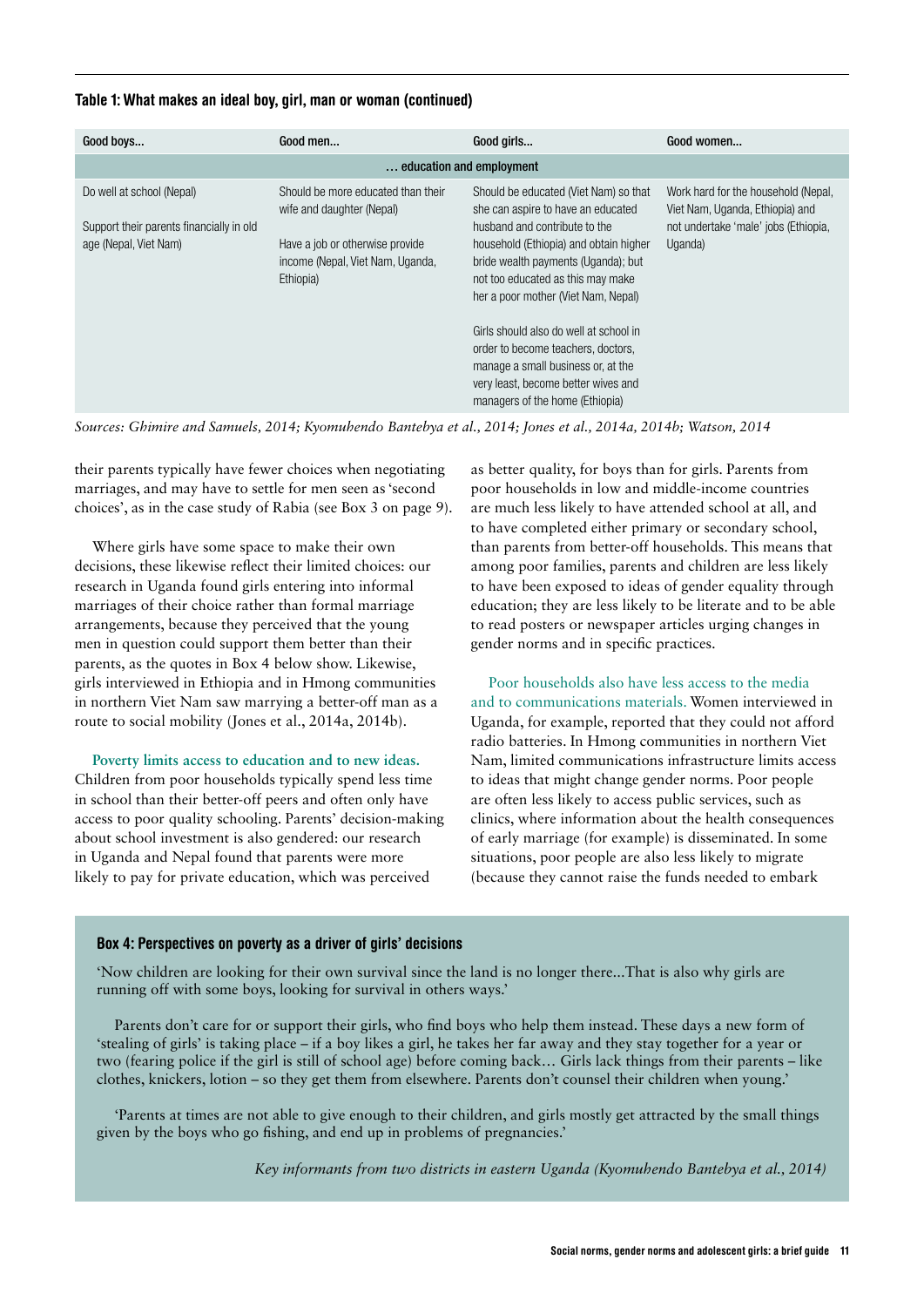**Table 1: What makes an ideal boy, girl, man or woman (continued)**

| Good boys… | Good men… | Good girls… | Good women… |
|---|---|---|---|
| … education and employment | | | |
| Do well at school (Nepal)<br><br>Support their parents financially in old age (Nepal, Viet Nam) | Should be more educated than their wife and daughter (Nepal)<br><br>Have a job or otherwise provide income (Nepal, Viet Nam, Uganda, Ethiopia) | Should be educated (Viet Nam) so that she can aspire to have an educated husband and contribute to the household (Ethiopia) and obtain higher bride wealth payments (Uganda); but not too educated as this may make her a poor mother (Viet Nam, Nepal)<br><br>Girls should also do well at school in order to become teachers, doctors, manage a small business or, at the very least, become better wives and managers of the home (Ethiopia) | Work hard for the household (Nepal, Viet Nam, Uganda, Ethiopia) and not undertake 'male' jobs (Ethiopia, Uganda) |

*Sources: Ghimire and Samuels, 2014; Kyomuhendo Bantebya et al., 2014; Jones et al., 2014a, 2014b; Watson, 2014*

their parents typically have fewer choices when negotiating marriages, and may have to settle for men seen as 'second choices', as in the case study of Rabia (see Box 3 on page 9).

Where girls have some space to make their own decisions, these likewise reflect their limited choices: our research in Uganda found girls entering into informal marriages of their choice rather than formal marriage arrangements, because they perceived that the young men in question could support them better than their parents, as the quotes in Box 4 below show. Likewise, girls interviewed in Ethiopia and in Hmong communities in northern Viet Nam saw marrying a better-off man as a route to social mobility (Jones et al., 2014a, 2014b).

**Poverty limits access to education and to new ideas.** Children from poor households typically spend less time in school than their better-off peers and often only have access to poor quality schooling. Parents' decision-making about school investment is also gendered: our research in Uganda and Nepal found that parents were more likely to pay for private education, which was perceived as better quality, for boys than for girls. Parents from poor households in low and middle-income countries are much less likely to have attended school at all, and to have completed either primary or secondary school, than parents from better-off households. This means that among poor families, parents and children are less likely to have been exposed to ideas of gender equality through education; they are less likely to be literate and to be able to read posters or newspaper articles urging changes in gender norms and in specific practices.

**Poor households also have less access to the media and to communications materials.** Women interviewed in Uganda, for example, reported that they could not afford radio batteries. In Hmong communities in northern Viet Nam, limited communications infrastructure limits access to ideas that might change gender norms. Poor people are often less likely to access public services, such as clinics, where information about the health consequences of early marriage (for example) is disseminated. In some situations, poor people are also less likely to migrate (because they cannot raise the funds needed to embark

**Box 4: Perspectives on poverty as a driver of girls' decisions**

'Now children are looking for their own survival since the land is no longer there…That is also why girls are running off with some boys, looking for survival in others ways.'

Parents don't care for or support their girls, who find boys who help them instead. These days a new form of 'stealing of girls' is taking place – if a boy likes a girl, he takes her far away and they stay together for a year or two (fearing police if the girl is still of school age) before coming back… Girls lack things from their parents – like clothes, knickers, lotion – so they get them from elsewhere. Parents don't counsel their children when young.'

'Parents at times are not able to give enough to their children, and girls mostly get attracted by the small things given by the boys who go fishing, and end up in problems of pregnancies.'

*Key informants from two districts in eastern Uganda (Kyomuhendo Bantebya et al., 2014)*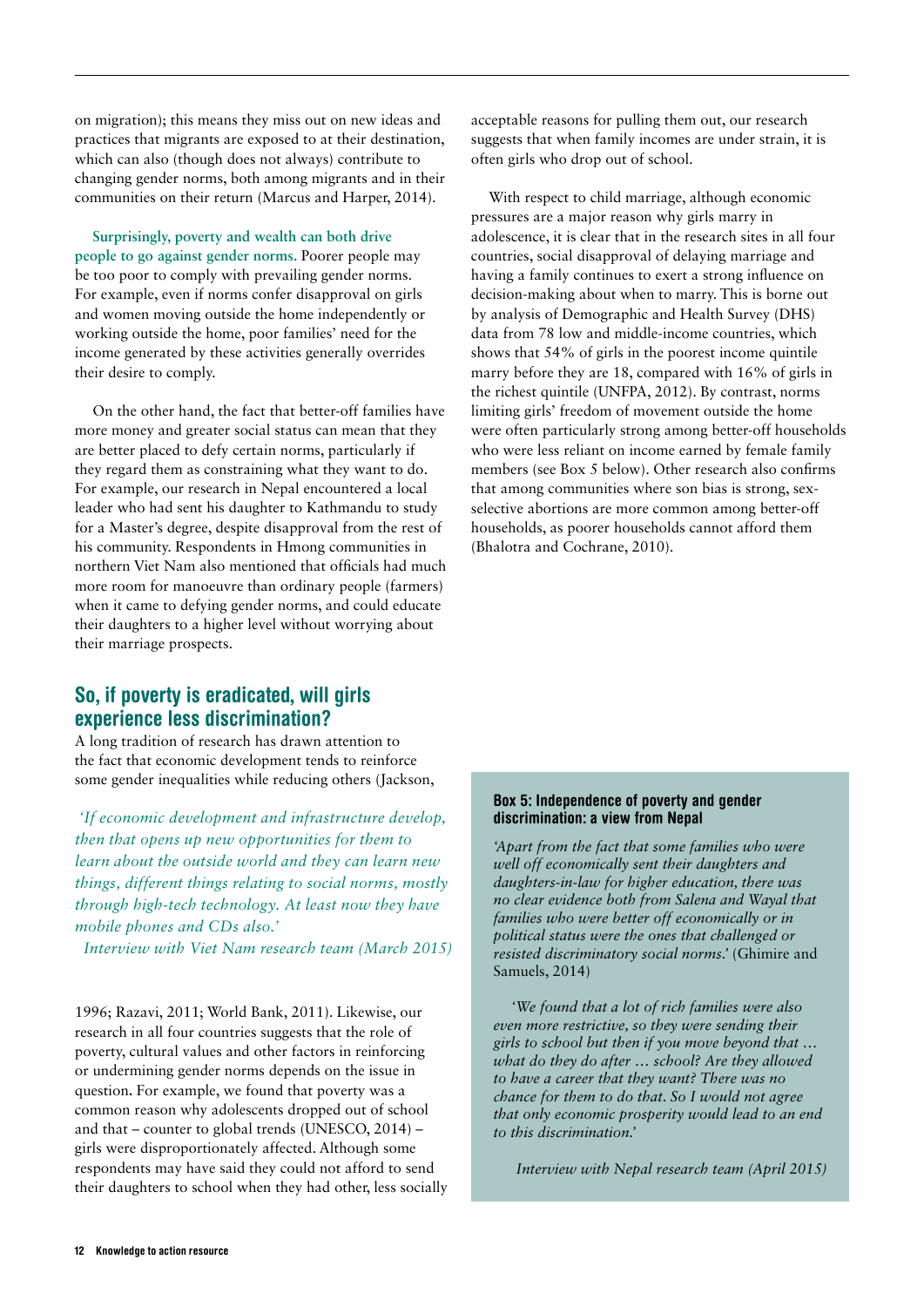on migration); this means they miss out on new ideas and practices that migrants are exposed to at their destination, which can also (though does not always) contribute to changing gender norms, both among migrants and in their communities on their return (Marcus and Harper, 2014).

**Surprisingly, poverty and wealth can both drive people to go against gender norms.** Poorer people may be too poor to comply with prevailing gender norms. For example, even if norms confer disapproval on girls and women moving outside the home independently or working outside the home, poor families' need for the income generated by these activities generally overrides their desire to comply.

On the other hand, the fact that better-off families have more money and greater social status can mean that they are better placed to defy certain norms, particularly if they regard them as constraining what they want to do. For example, our research in Nepal encountered a local leader who had sent his daughter to Kathmandu to study for a Master's degree, despite disapproval from the rest of his community. Respondents in Hmong communities in northern Viet Nam also mentioned that officials had much more room for manoeuvre than ordinary people (farmers) when it came to defying gender norms, and could educate their daughters to a higher level without worrying about their marriage prospects.

## So, if poverty is eradicated, will girls experience less discrimination?

A long tradition of research has drawn attention to the fact that economic development tends to reinforce some gender inequalities while reducing others (Jackson, 1996; Razavi, 2011; World Bank, 2011). Likewise, our research in all four countries suggests that the role of poverty, cultural values and other factors in reinforcing or undermining gender norms depends on the issue in question. For example, we found that poverty was a common reason why adolescents dropped out of school and that – counter to global trends (UNESCO, 2014) – girls were disproportionately affected. Although some respondents may have said they could not afford to send their daughters to school when they had other, less socially acceptable reasons for pulling them out, our research suggests that when family incomes are under strain, it is often girls who drop out of school.

> *'If economic development and infrastructure develop, then that opens up new opportunities for them to learn about the outside world and they can learn new things, different things relating to social norms, mostly through high-tech technology. At least now they have mobile phones and CDs also.'*
>
> *Interview with Viet Nam research team (March 2015)*

With respect to child marriage, although economic pressures are a major reason why girls marry in adolescence, it is clear that in the research sites in all four countries, social disapproval of delaying marriage and having a family continues to exert a strong influence on decision-making about when to marry. This is borne out by analysis of Demographic and Health Survey (DHS) data from 78 low and middle-income countries, which shows that 54% of girls in the poorest income quintile marry before they are 18, compared with 16% of girls in the richest quintile (UNFPA, 2012). By contrast, norms limiting girls' freedom of movement outside the home were often particularly strong among better-off households who were less reliant on income earned by female family members (see Box 5 below). Other research also confirms that among communities where son bias is strong, sex-selective abortions are more common among better-off households, as poorer households cannot afford them (Bhalotra and Cochrane, 2010).

### Box 5: Independence of poverty and gender discrimination: a view from Nepal

*'Apart from the fact that some families who were well off economically sent their daughters and daughters-in-law for higher education, there was no clear evidence both from Salena and Wayal that families who were better off economically or in political status were the ones that challenged or resisted discriminatory social norms.'* (Ghimire and Samuels, 2014)

*'We found that a lot of rich families were also even more restrictive, so they were sending their girls to school but then if you move beyond that … what do they do after … school? Are they allowed to have a career that they want? There was no chance for them to do that. So I would not agree that only economic prosperity would lead to an end to this discrimination.'*

*Interview with Nepal research team (April 2015)*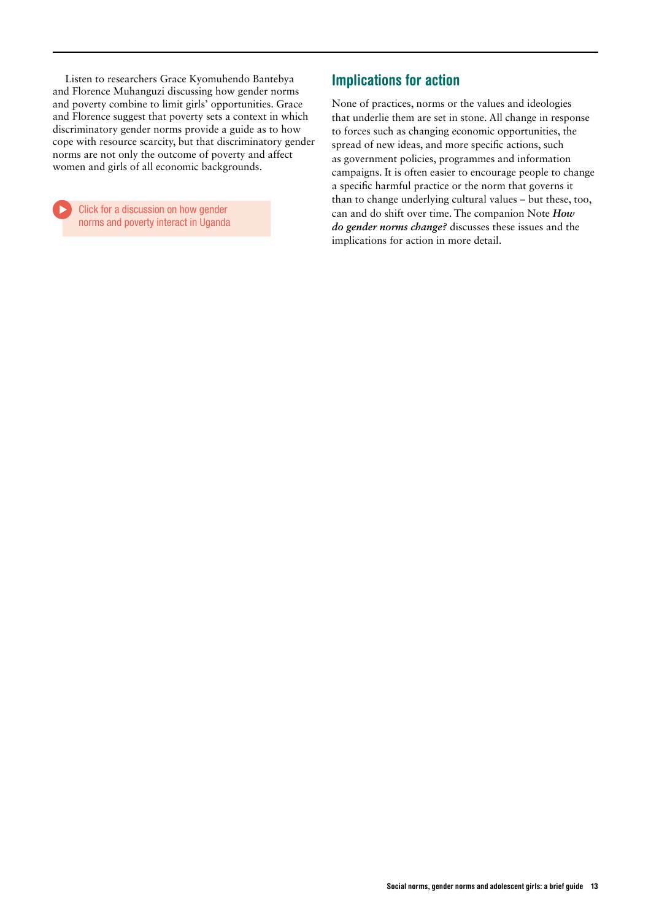Listen to researchers Grace Kyomuhendo Bantebya and Florence Muhanguzi discussing how gender norms and poverty combine to limit girls' opportunities. Grace and Florence suggest that poverty sets a context in which discriminatory gender norms provide a guide as to how cope with resource scarcity, but that discriminatory gender norms are not only the outcome of poverty and affect women and girls of all economic backgrounds.

Click for a discussion on how gender norms and poverty interact in Uganda

## Implications for action

None of practices, norms or the values and ideologies that underlie them are set in stone. All change in response to forces such as changing economic opportunities, the spread of new ideas, and more specific actions, such as government policies, programmes and information campaigns. It is often easier to encourage people to change a specific harmful practice or the norm that governs it than to change underlying cultural values – but these, too, can and do shift over time. The companion Note ***How do gender norms change?*** discusses these issues and the implications for action in more detail.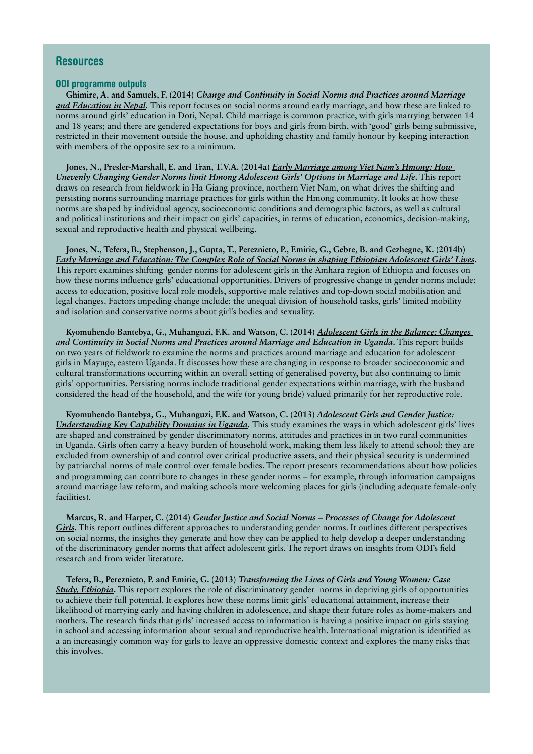## Resources

### ODI programme outputs

**Ghimire, A. and Samuels, F. (2014)** ***Change and Continuity in Social Norms and Practices around Marriage and Education in Nepal*****.** This report focuses on social norms around early marriage, and how these are linked to norms around girls' education in Doti, Nepal. Child marriage is common practice, with girls marrying between 14 and 18 years; and there are gendered expectations for boys and girls from birth, with 'good' girls being submissive, restricted in their movement outside the house, and upholding chastity and family honour by keeping interaction with members of the opposite sex to a minimum.

**Jones, N., Presler-Marshall, E. and Tran, T.V.A. (2014a)** ***Early Marriage among Viet Nam's Hmong: How Unevenly Changing Gender Norms limit Hmong Adolescent Girls' Options in Marriage and Life*****.** This report draws on research from fieldwork in Ha Giang province, northern Viet Nam, on what drives the shifting and persisting norms surrounding marriage practices for girls within the Hmong community. It looks at how these norms are shaped by individual agency, socioeconomic conditions and demographic factors, as well as cultural and political institutions and their impact on girls' capacities, in terms of education, economics, decision-making, sexual and reproductive health and physical wellbeing.

**Jones, N., Tefera, B., Stephenson, J., Gupta, T., Pereznieto, P., Emirie, G., Gebre, B. and Gezhegne, K. (2014b)** ***Early Marriage and Education: The Complex Role of Social Norms in shaping Ethiopian Adolescent Girls' Lives*****.** This report examines shifting gender norms for adolescent girls in the Amhara region of Ethiopia and focuses on how these norms influence girls' educational opportunities. Drivers of progressive change in gender norms include: access to education, positive local role models, supportive male relatives and top-down social mobilisation and legal changes. Factors impeding change include: the unequal division of household tasks, girls' limited mobility and isolation and conservative norms about girl's bodies and sexuality.

**Kyomuhendo Bantebya, G., Muhanguzi, F.K. and Watson, C. (2014)** ***Adolescent Girls in the Balance: Changes and Continuity in Social Norms and Practices around Marriage and Education in Uganda*****.** This report builds on two years of fieldwork to examine the norms and practices around marriage and education for adolescent girls in Mayuge, eastern Uganda. It discusses how these are changing in response to broader socioeconomic and cultural transformations occurring within an overall setting of generalised poverty, but also continuing to limit girls' opportunities. Persisting norms include traditional gender expectations within marriage, with the husband considered the head of the household, and the wife (or young bride) valued primarily for her reproductive role.

**Kyomuhendo Bantebya, G., Muhanguzi, F.K. and Watson, C. (2013)** ***Adolescent Girls and Gender Justice: Understanding Key Capability Domains in Uganda*****.** This study examines the ways in which adolescent girls' lives are shaped and constrained by gender discriminatory norms, attitudes and practices in in two rural communities in Uganda. Girls often carry a heavy burden of household work, making them less likely to attend school; they are excluded from ownership of and control over critical productive assets, and their physical security is undermined by patriarchal norms of male control over female bodies. The report presents recommendations about how policies and programming can contribute to changes in these gender norms – for example, through information campaigns around marriage law reform, and making schools more welcoming places for girls (including adequate female-only facilities).

**Marcus, R. and Harper, C. (2014)** ***Gender Justice and Social Norms – Processes of Change for Adolescent Girls*****.** This report outlines different approaches to understanding gender norms. It outlines different perspectives on social norms, the insights they generate and how they can be applied to help develop a deeper understanding of the discriminatory gender norms that affect adolescent girls. The report draws on insights from ODI's field research and from wider literature.

**Tefera, B., Pereznieto, P. and Emirie, G. (2013)** ***Transforming the Lives of Girls and Young Women: Case Study, Ethiopia*****.** This report explores the role of discriminatory gender norms in depriving girls of opportunities to achieve their full potential. It explores how these norms limit girls' educational attainment, increase their likelihood of marrying early and having children in adolescence, and shape their future roles as home-makers and mothers. The research finds that girls' increased access to information is having a positive impact on girls staying in school and accessing information about sexual and reproductive health. International migration is identified as a an increasingly common way for girls to leave an oppressive domestic context and explores the many risks that this involves.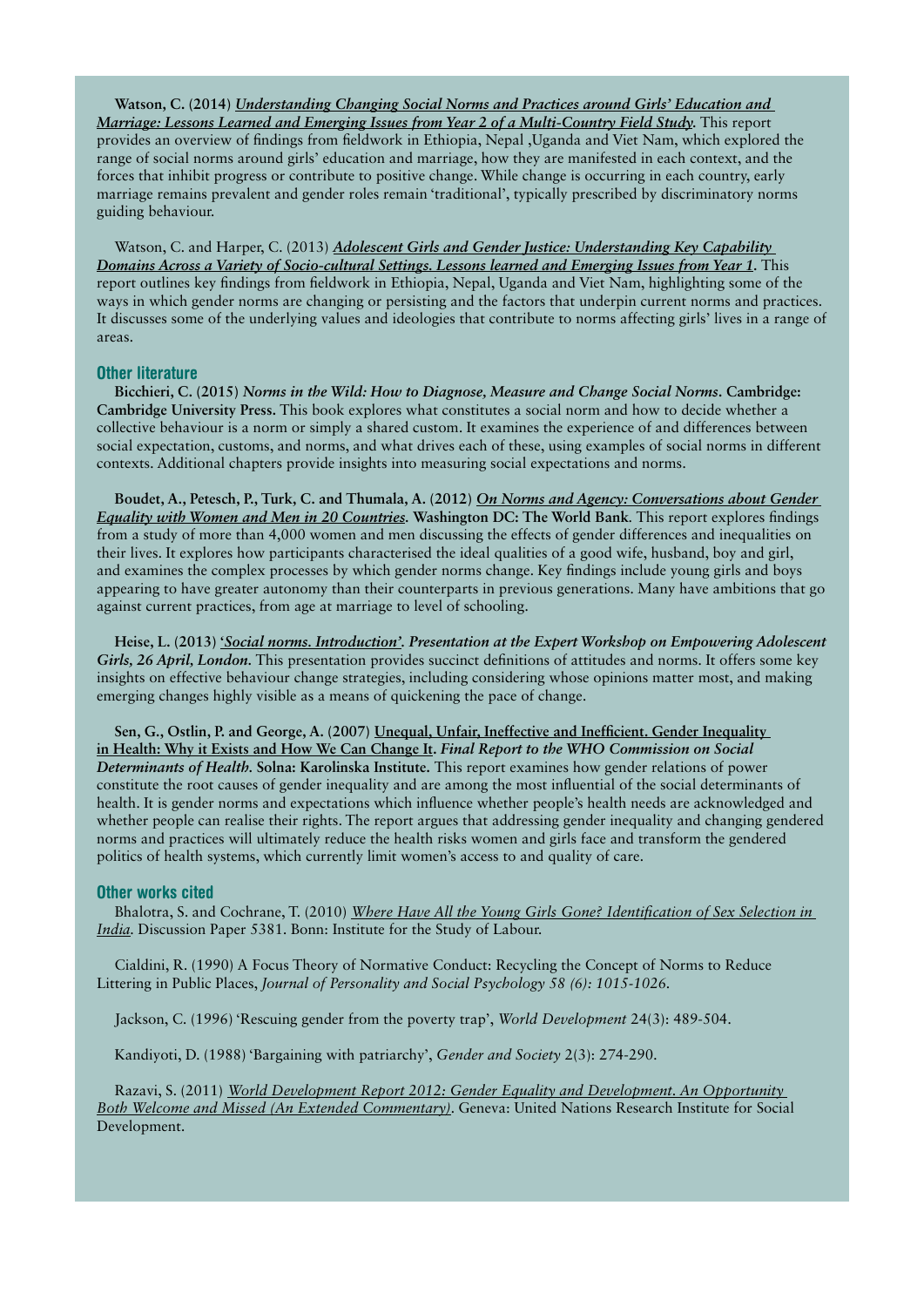**Watson, C. (2014)** ***Understanding Changing Social Norms and Practices around Girls' Education and Marriage: Lessons Learned and Emerging Issues from Year 2 of a Multi-Country Field Study.*** This report provides an overview of findings from fieldwork in Ethiopia, Nepal ,Uganda and Viet Nam, which explored the range of social norms around girls' education and marriage, how they are manifested in each context, and the forces that inhibit progress or contribute to positive change. While change is occurring in each country, early marriage remains prevalent and gender roles remain 'traditional', typically prescribed by discriminatory norms guiding behaviour.

Watson, C. and Harper, C. (2013) ***Adolescent Girls and Gender Justice: Understanding Key Capability Domains Across a Variety of Socio-cultural Settings. Lessons learned and Emerging Issues from Year 1.*** This report outlines key findings from fieldwork in Ethiopia, Nepal, Uganda and Viet Nam, highlighting some of the ways in which gender norms are changing or persisting and the factors that underpin current norms and practices. It discusses some of the underlying values and ideologies that contribute to norms affecting girls' lives in a range of areas.

## Other literature

**Bicchieri, C. (2015)** ***Norms in the Wild: How to Diagnose, Measure and Change Social Norms.*** **Cambridge: Cambridge University Press.** This book explores what constitutes a social norm and how to decide whether a collective behaviour is a norm or simply a shared custom. It examines the experience of and differences between social expectation, customs, and norms, and what drives each of these, using examples of social norms in different contexts. Additional chapters provide insights into measuring social expectations and norms.

**Boudet, A., Petesch, P., Turk, C. and Thumala, A. (2012)** ***On Norms and Agency: Conversations about Gender Equality with Women and Men in 20 Countries.*** **Washington DC: The World Bank**. This report explores findings from a study of more than 4,000 women and men discussing the effects of gender differences and inequalities on their lives. It explores how participants characterised the ideal qualities of a good wife, husband, boy and girl, and examines the complex processes by which gender norms change. Key findings include young girls and boys appearing to have greater autonomy than their counterparts in previous generations. Many have ambitions that go against current practices, from age at marriage to level of schooling.

**Heise, L. (2013)** ***'Social norms. Introduction'. Presentation at the Expert Workshop on Empowering Adolescent Girls, 26 April, London.*** This presentation provides succinct definitions of attitudes and norms. It offers some key insights on effective behaviour change strategies, including considering whose opinions matter most, and making emerging changes highly visible as a means of quickening the pace of change.

**Sen, G., Ostlin, P. and George, A. (2007) Unequal, Unfair, Ineffective and Inefficient. Gender Inequality in Health: Why it Exists and How We Can Change It.** ***Final Report to the WHO Commission on Social Determinants of Health.*** **Solna: Karolinska Institute.** This report examines how gender relations of power constitute the root causes of gender inequality and are among the most influential of the social determinants of health. It is gender norms and expectations which influence whether people's health needs are acknowledged and whether people can realise their rights. The report argues that addressing gender inequality and changing gendered norms and practices will ultimately reduce the health risks women and girls face and transform the gendered politics of health systems, which currently limit women's access to and quality of care.

## Other works cited

Bhalotra, S. and Cochrane, T. (2010) *Where Have All the Young Girls Gone? Identification of Sex Selection in India.* Discussion Paper 5381. Bonn: Institute for the Study of Labour.

Cialdini, R. (1990) A Focus Theory of Normative Conduct: Recycling the Concept of Norms to Reduce Littering in Public Places, *Journal of Personality and Social Psychology 58 (6): 1015-1026.*

Jackson, C. (1996) 'Rescuing gender from the poverty trap', *World Development* 24(3): 489-504.

Kandiyoti, D. (1988) 'Bargaining with patriarchy', *Gender and Society* 2(3): 274-290.

Razavi, S. (2011) *World Development Report 2012: Gender Equality and Development. An Opportunity Both Welcome and Missed (An Extended Commentary)*. Geneva: United Nations Research Institute for Social Development.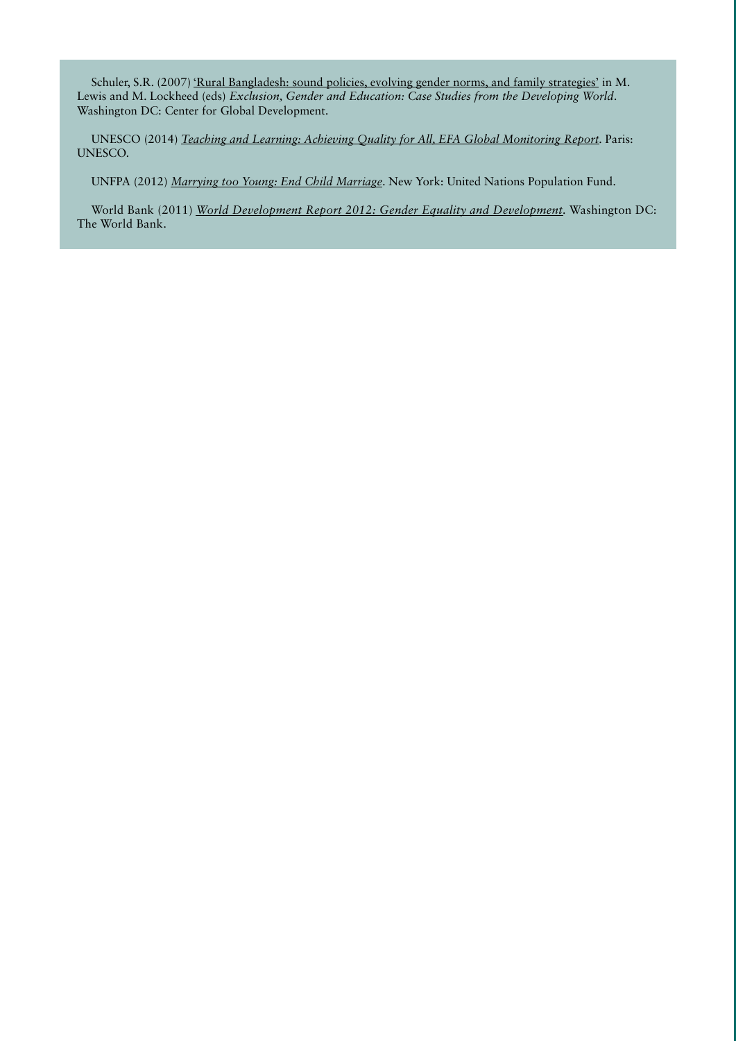Schuler, S.R. (2007) 'Rural Bangladesh: sound policies, evolving gender norms, and family strategies' in M. Lewis and M. Lockheed (eds) *Exclusion, Gender and Education: Case Studies from the Developing World*. Washington DC: Center for Global Development.

UNESCO (2014) *Teaching and Learning: Achieving Quality for All, EFA Global Monitoring Report*. Paris: UNESCO.

UNFPA (2012) *Marrying too Young: End Child Marriage*. New York: United Nations Population Fund.

World Bank (2011) *World Development Report 2012: Gender Equality and Development*. Washington DC: The World Bank.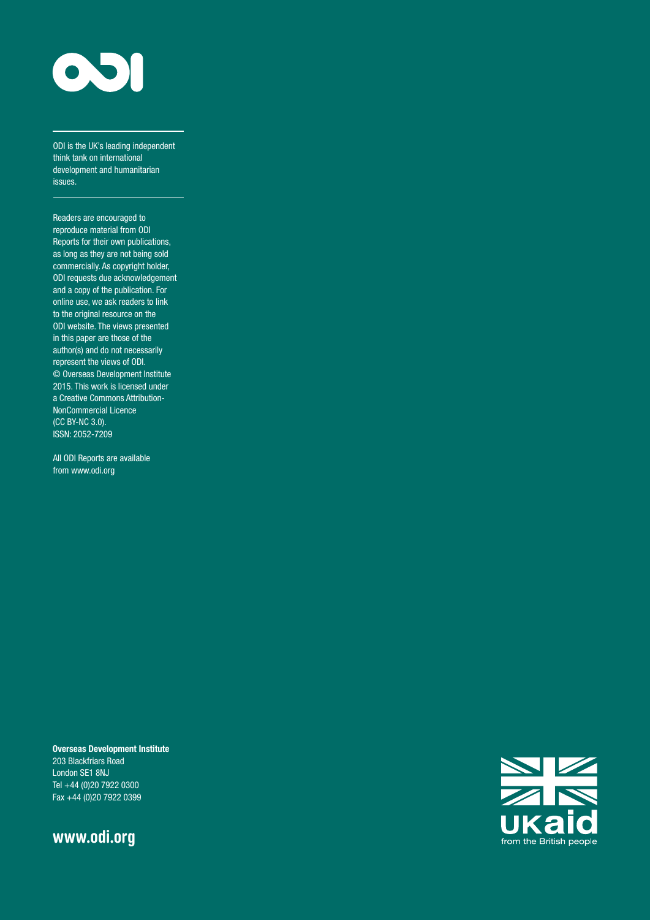ODI is the UK's leading independent think tank on international development and humanitarian issues.

Readers are encouraged to reproduce material from ODI Reports for their own publications, as long as they are not being sold commercially. As copyright holder, ODI requests due acknowledgement and a copy of the publication. For online use, we ask readers to link to the original resource on the ODI website. The views presented in this paper are those of the author(s) and do not necessarily represent the views of ODI.
© Overseas Development Institute 2015. This work is licensed under a Creative Commons Attribution-NonCommercial Licence (CC BY-NC 3.0).
ISSN: 2052-7209

All ODI Reports are available from www.odi.org

**Overseas Development Institute**
203 Blackfriars Road
London SE1 8NJ
Tel +44 (0)20 7922 0300
Fax +44 (0)20 7922 0399

**www.odi.org**

UKaid
from the British people